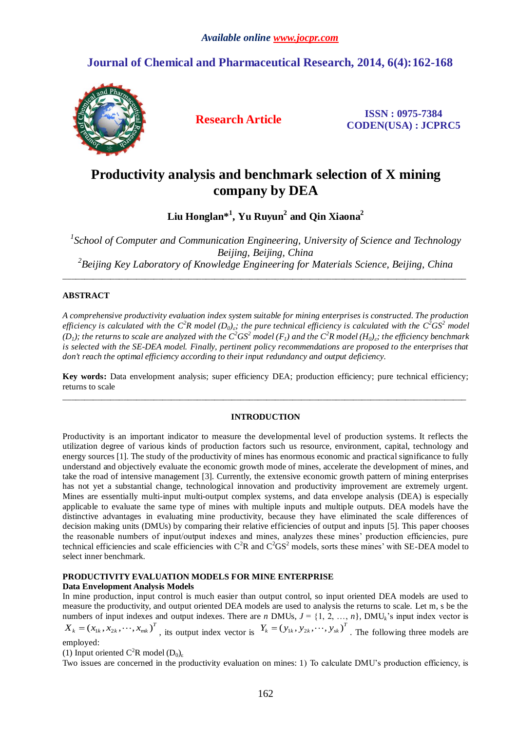# Productivity analysis and benchmark selection of X mining company by DEA

**Liu Honglan*[1], Yu Ruyun[2] and Qin Xiaona[2]**

*[1]School of Computer and Communication Engineering, University of Science and Technology Beijing, Beijing, China*
*[2]Beijing Key Laboratory of Knowledge Engineering for Materials Science, Beijing, China*

---

## ABSTRACT

*A comprehensive productivity evaluation index system suitable for mining enterprises is constructed. The production efficiency is calculated with the $C^2R$ model $(D_0)_\varepsilon$; the pure technical efficiency is calculated with the $C^2GS^2$ model $(D_1)$; the returns to scale are analyzed with the $C^2GS^2$ model $(F_1)$ and the $C^2R$ model $(H_0)_\varepsilon$; the efficiency benchmark is selected with the SE-DEA model. Finally, pertinent policy recommendations are proposed to the enterprises that don't reach the optimal efficiency according to their input redundancy and output deficiency.*

**Key words:** Data envelopment analysis; super efficiency DEA; production efficiency; pure technical efficiency; returns to scale

---

## INTRODUCTION

Productivity is an important indicator to measure the developmental level of production systems. It reflects the utilization degree of various kinds of production factors such us resource, environment, capital, technology and energy sources [1]. The study of the productivity of mines has enormous economic and practical significance to fully understand and objectively evaluate the economic growth mode of mines, accelerate the development of mines, and take the road of intensive management [3]. Currently, the extensive economic growth pattern of mining enterprises has not yet a substantial change, technological innovation and productivity improvement are extremely urgent. Mines are essentially multi-input multi-output complex systems, and data envelope analysis (DEA) is especially applicable to evaluate the same type of mines with multiple inputs and multiple outputs. DEA models have the distinctive advantages in evaluating mine productivity, because they have eliminated the scale differences of decision making units (DMUs) by comparing their relative efficiencies of output and inputs [5]. This paper chooses the reasonable numbers of input/output indexes and mines, analyzes these mines' production efficiencies, pure technical efficiencies and scale efficiencies with $C^2R$ and $C^2GS^2$ models, sorts these mines' with SE-DEA model to select inner benchmark.

## PRODUCTIVITY EVALUATION MODELS FOR MINE ENTERPRISE

### Data Envelopment Analysis Models

In mine production, input control is much easier than output control, so input oriented DEA models are used to measure the productivity, and output oriented DEA models are used to analysis the returns to scale. Let m, s be the numbers of input indexes and output indexes. There are $n$ DMUs, $J = \{1, 2, \ldots, n\}$, $DMU_k$'s input index vector is $X_k = (x_{1k}, x_{2k}, \cdots, x_{mk})^T$, its output index vector is $Y_k = (y_{1k}, y_{2k}, \cdots, y_{sk})^T$. The following three models are employed:

(1) Input oriented $C^2R$ model $(D_0)_\varepsilon$

Two issues are concerned in the productivity evaluation on mines: 1) To calculate DMU's production efficiency, is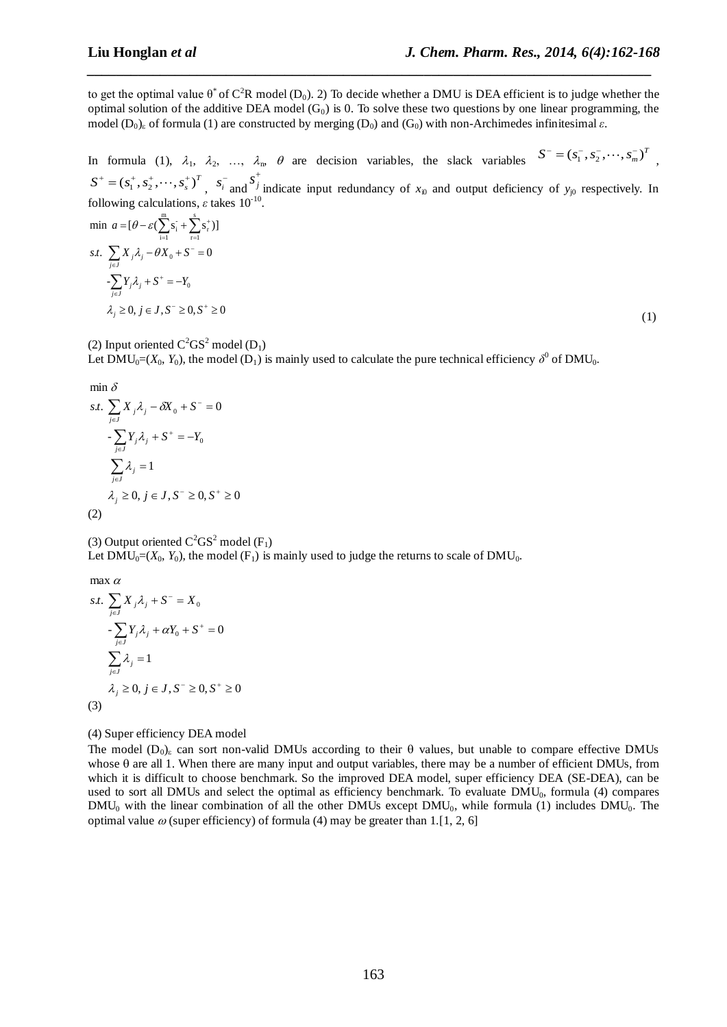to get the optimal value $\theta^*$ of $C^2R$ model ($D_0$). 2) To decide whether a DMU is DEA efficient is to judge whether the optimal solution of the additive DEA model ($G_0$) is 0. To solve these two questions by one linear programming, the model $(D_0)_\varepsilon$ of formula (1) are constructed by merging ($D_0$) and ($G_0$) with non-Archimedes infinitesimal $\varepsilon$.

In formula (1), $\lambda_1$, $\lambda_2$, …, $\lambda_n$, $\theta$ are decision variables, the slack variables $S^- = (s_1^-, s_2^-, \cdots, s_m^-)^T$, $S^+ = (s_1^+, s_2^+, \cdots, s_s^+)^T$, $s_i^-$ and $s_j^+$ indicate input redundancy of $x_{i0}$ and output deficiency of $y_{j0}$ respectively. In following calculations, $\varepsilon$ takes $10^{-10}$.

$$
\begin{aligned}
&\min\ a = [\theta - \varepsilon(\sum_{i=1}^{m} s_i^- + \sum_{r=1}^{s} s_r^+)] \\
&s.t.\ \sum_{j\in J} X_j\lambda_j - \theta X_0 + S^- = 0 \\
&\quad -\sum_{j\in J} Y_j\lambda_j + S^+ = -Y_0 \\
&\quad \lambda_j \ge 0,\ j \in J,\ S^- \ge 0,\ S^+ \ge 0
\end{aligned}
\qquad (1)
$$

(2) Input oriented $C^2GS^2$ model ($D_1$)

Let $DMU_0=(X_0, Y_0)$, the model ($D_1$) is mainly used to calculate the pure technical efficiency $\delta^0$ of $DMU_0$.

$$
\begin{aligned}
&\min \delta \\
&s.t.\ \sum_{j\in J} X_j\lambda_j - \delta X_0 + S^- = 0 \\
&\quad -\sum_{j\in J} Y_j\lambda_j + S^+ = -Y_0 \\
&\quad \sum_{j\in J} \lambda_j = 1 \\
&\quad \lambda_j \ge 0,\ j \in J,\ S^- \ge 0,\ S^+ \ge 0
\end{aligned}
$$

(2)

(3) Output oriented $C^2GS^2$ model ($F_1$)

Let $DMU_0=(X_0, Y_0)$, the model ($F_1$) is mainly used to judge the returns to scale of $DMU_0$.

$$
\begin{aligned}
&\max \alpha \\
&s.t.\ \sum_{j\in J} X_j\lambda_j + S^- = X_0 \\
&\quad -\sum_{j\in J} Y_j\lambda_j + \alpha Y_0 + S^+ = 0 \\
&\quad \sum_{j\in J} \lambda_j = 1 \\
&\quad \lambda_j \ge 0,\ j \in J,\ S^- \ge 0,\ S^+ \ge 0
\end{aligned}
$$

(3)

(4) Super efficiency DEA model

The model $(D_0)_\varepsilon$ can sort non-valid DMUs according to their $\theta$ values, but unable to compare effective DMUs whose $\theta$ are all 1. When there are many input and output variables, there may be a number of efficient DMUs, from which it is difficult to choose benchmark. So the improved DEA model, super efficiency DEA (SE-DEA), can be used to sort all DMUs and select the optimal as efficiency benchmark. To evaluate $DMU_0$, formula (4) compares $DMU_0$ with the linear combination of all the other DMUs except $DMU_0$, while formula (1) includes $DMU_0$. The optimal value $\omega$ (super efficiency) of formula (4) may be greater than 1.[1, 2, 6]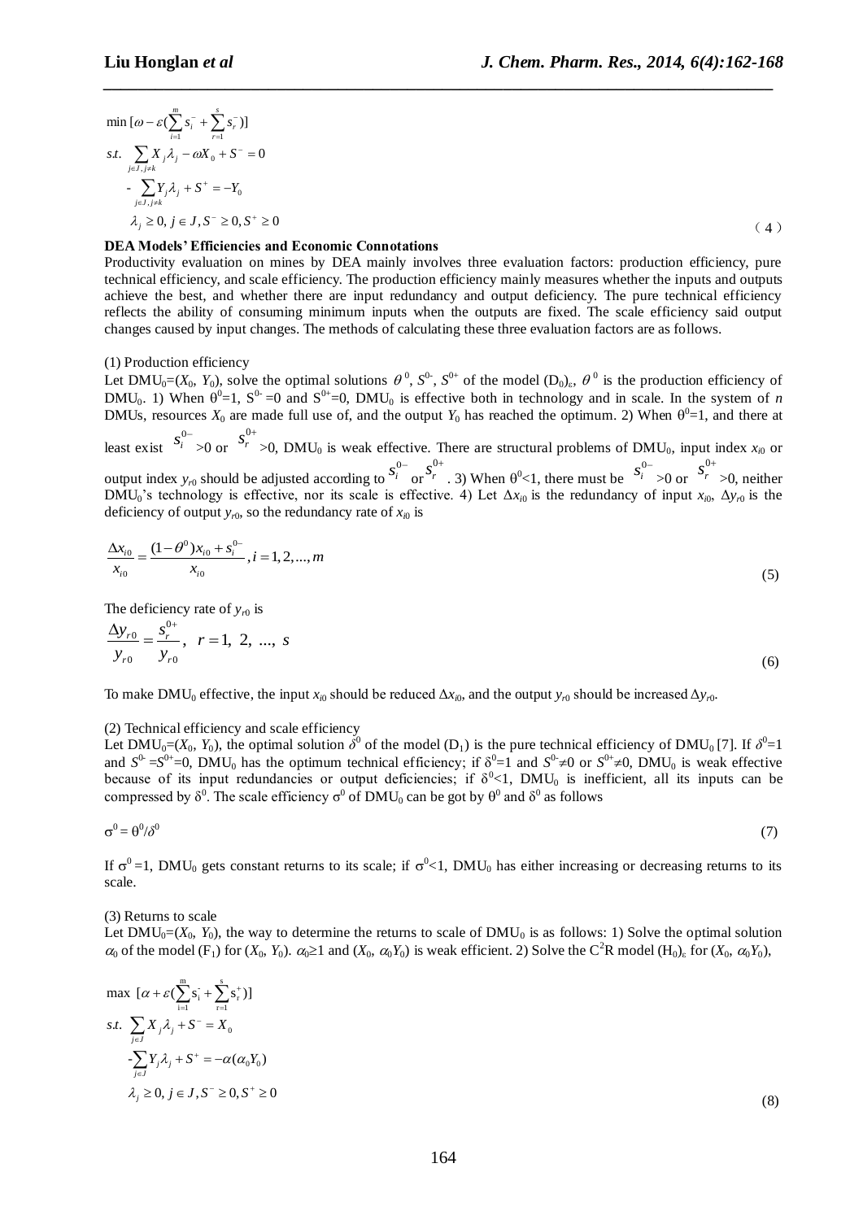$$
\begin{aligned}
&\min\ [\omega - \varepsilon(\sum_{i=1}^{m} s_i^- + \sum_{r=1}^{s} s_r^-)] \\
&s.t.\ \sum_{j\in J, j\neq k} X_j\lambda_j - \omega X_0 + S^- = 0 \\
&\quad -\sum_{j\in J, j\neq k} Y_j\lambda_j + S^+ = -Y_0 \\
&\quad \lambda_j \geq 0,\ j\in J,\ S^- \geq 0,\ S^+ \geq 0
\end{aligned}
\tag{4}
$$

**DEA Models' Efficiencies and Economic Connotations**

Productivity evaluation on mines by DEA mainly involves three evaluation factors: production efficiency, pure technical efficiency, and scale efficiency. The production efficiency mainly measures whether the inputs and outputs achieve the best, and whether there are input redundancy and output deficiency. The pure technical efficiency reflects the ability of consuming minimum inputs when the outputs are fixed. The scale efficiency said output changes caused by input changes. The methods of calculating these three evaluation factors are as follows.

(1) Production efficiency

Let $DMU_0=(X_0, Y_0)$, solve the optimal solutions $\theta^0$, $S^{0-}$, $S^{0+}$ of the model $(D_0)_\varepsilon$, $\theta^0$ is the production efficiency of $DMU_0$. 1) When $\theta^0=1$, $S^{0-}=0$ and $S^{0+}=0$, $DMU_0$ is effective both in technology and in scale. In the system of $n$ DMUs, resources $X_0$ are made full use of, and the output $Y_0$ has reached the optimum. 2) When $\theta^0=1$, and there at least exist $s_i^{0-}>0$ or $s_r^{0+}>0$, $DMU_0$ is weak effective. There are structural problems of $DMU_0$, input index $x_{i0}$ or output index $y_{r0}$ should be adjusted according to $s_i^{0-}$ or $s_r^{0+}$. 3) When $\theta^0<1$, there must be $s_i^{0-}>0$ or $s_r^{0+}>0$, neither $DMU_0$'s technology is effective, nor its scale is effective. 4) Let $\Delta x_{i0}$ is the redundancy of input $x_{i0}$, $\Delta y_{r0}$ is the deficiency of output $y_{r0}$, so the redundancy rate of $x_{i0}$ is

$$
\frac{\Delta x_{i0}}{x_{i0}} = \frac{(1-\theta^0)x_{i0} + s_i^{0-}}{x_{i0}},\ i=1,2,...,m
\tag{5}
$$

The deficiency rate of $y_{r0}$ is

$$
\frac{\Delta y_{r0}}{y_{r0}} = \frac{s_r^{0+}}{y_{r0}},\quad r=1,\ 2,\ ...,\ s
\tag{6}
$$

To make $DMU_0$ effective, the input $x_{i0}$ should be reduced $\Delta x_{i0}$, and the output $y_{r0}$ should be increased $\Delta y_{r0}$.

(2) Technical efficiency and scale efficiency

Let $DMU_0=(X_0, Y_0)$, the optimal solution $\delta^0$ of the model $(D_1)$ is the pure technical efficiency of $DMU_0$ [7]. If $\delta^0=1$ and $S^{0-}=S^{0+}=0$, $DMU_0$ has the optimum technical efficiency; if $\delta^0=1$ and $S^{0-}\neq 0$ or $S^{0+}\neq 0$, $DMU_0$ is weak effective because of its input redundancies or output deficiencies; if $\delta^0<1$, $DMU_0$ is inefficient, all its inputs can be compressed by $\delta^0$. The scale efficiency $\sigma^0$ of $DMU_0$ can be got by $\theta^0$ and $\delta^0$ as follows

$$
\sigma^0 = \theta^0/\delta^0
\tag{7}
$$

If $\sigma^0=1$, $DMU_0$ gets constant returns to its scale; if $\sigma^0<1$, $DMU_0$ has either increasing or decreasing returns to its scale.

(3) Returns to scale

Let $DMU_0=(X_0, Y_0)$, the way to determine the returns to scale of $DMU_0$ is as follows: 1) Solve the optimal solution $\alpha_0$ of the model $(F_1)$ for $(X_0, Y_0)$. $\alpha_0\geq 1$ and $(X_0, \alpha_0 Y_0)$ is weak efficient. 2) Solve the $C^2R$ model $(H_0)_\varepsilon$ for $(X_0, \alpha_0 Y_0)$,

$$
\begin{aligned}
&\max\ [\alpha + \varepsilon(\sum_{i=1}^{m} s_i^- + \sum_{r=1}^{s} s_r^+)] \\
&s.t.\ \sum_{j\in J} X_j\lambda_j + S^- = X_0 \\
&\quad -\sum_{j\in J} Y_j\lambda_j + S^+ = -\alpha(\alpha_0 Y_0) \\
&\quad \lambda_j \geq 0,\ j\in J,\ S^- \geq 0,\ S^+ \geq 0
\end{aligned}
\tag{8}
$$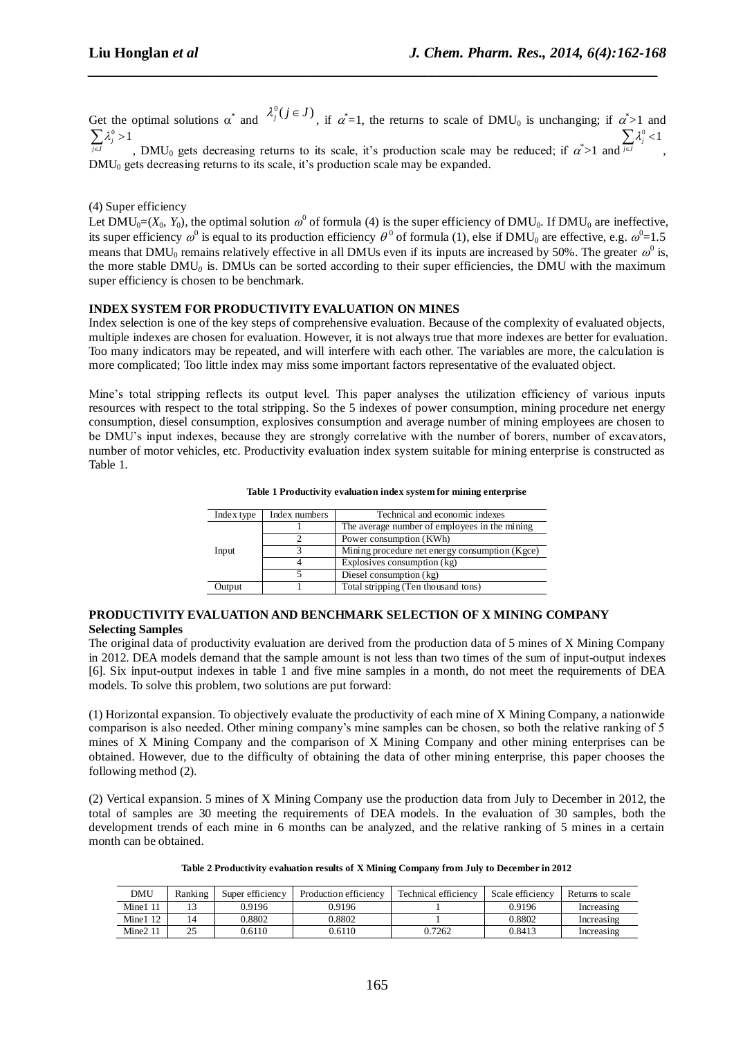Get the optimal solutions $\alpha^*$ and $\lambda_j^0 (j \in J)$, if $\alpha^*$=1, the returns to scale of $DMU_0$ is unchanging; if $\alpha^*$>1 and $\sum_{j \in J} \lambda_j^0 > 1$, $DMU_0$ gets decreasing returns to its scale, it's production scale may be reduced; if $\alpha^*$>1 and $\sum_{j \in J} \lambda_j^0 < 1$, $DMU_0$ gets decreasing returns to its scale, it's production scale may be expanded.

(4) Super efficiency

Let $DMU_0=(X_0, Y_0)$, the optimal solution $\omega^0$ of formula (4) is the super efficiency of $DMU_0$. If $DMU_0$ are ineffective, its super efficiency $\omega^0$ is equal to its production efficiency $\theta^0$ of formula (1), else if $DMU_0$ are effective, e.g. $\omega^0$=1.5 means that $DMU_0$ remains relatively effective in all DMUs even if its inputs are increased by 50%. The greater $\omega^0$ is, the more stable $DMU_0$ is. DMUs can be sorted according to their super efficiencies, the DMU with the maximum super efficiency is chosen to be benchmark.

**INDEX SYSTEM FOR PRODUCTIVITY EVALUATION ON MINES**

Index selection is one of the key steps of comprehensive evaluation. Because of the complexity of evaluated objects, multiple indexes are chosen for evaluation. However, it is not always true that more indexes are better for evaluation. Too many indicators may be repeated, and will interfere with each other. The variables are more, the calculation is more complicated; Too little index may miss some important factors representative of the evaluated object.

Mine's total stripping reflects its output level. This paper analyses the utilization efficiency of various inputs resources with respect to the total stripping. So the 5 indexes of power consumption, mining procedure net energy consumption, diesel consumption, explosives consumption and average number of mining employees are chosen to be DMU's input indexes, because they are strongly correlative with the number of borers, number of excavators, number of motor vehicles, etc. Productivity evaluation index system suitable for mining enterprise is constructed as Table 1.

**Table 1 Productivity evaluation index system for mining enterprise**

| Index type | Index numbers | Technical and economic indexes |
|---|---|---|
| Input | 1 | The average number of employees in the mining |
| | 2 | Power consumption (KWh) |
| | 3 | Mining procedure net energy consumption (Kgce) |
| | 4 | Explosives consumption (kg) |
| | 5 | Diesel consumption (kg) |
| Output | 1 | Total stripping (Ten thousand tons) |

**PRODUCTIVITY EVALUATION AND BENCHMARK SELECTION OF X MINING COMPANY**

**Selecting Samples**

The original data of productivity evaluation are derived from the production data of 5 mines of X Mining Company in 2012. DEA models demand that the sample amount is not less than two times of the sum of input-output indexes [6]. Six input-output indexes in table 1 and five mine samples in a month, do not meet the requirements of DEA models. To solve this problem, two solutions are put forward:

(1) Horizontal expansion. To objectively evaluate the productivity of each mine of X Mining Company, a nationwide comparison is also needed. Other mining company's mine samples can be chosen, so both the relative ranking of 5 mines of X Mining Company and the comparison of X Mining Company and other mining enterprises can be obtained. However, due to the difficulty of obtaining the data of other mining enterprise, this paper chooses the following method (2).

(2) Vertical expansion. 5 mines of X Mining Company use the production data from July to December in 2012, the total of samples are 30 meeting the requirements of DEA models. In the evaluation of 30 samples, both the development trends of each mine in 6 months can be analyzed, and the relative ranking of 5 mines in a certain month can be obtained.

**Table 2 Productivity evaluation results of X Mining Company from July to December in 2012**

| DMU | Ranking | Super efficiency | Production efficiency | Technical efficiency | Scale efficiency | Returns to scale |
|---|---|---|---|---|---|---|
| Mine1 11 | 13 | 0.9196 | 0.9196 | 1 | 0.9196 | Increasing |
| Mine1 12 | 14 | 0.8802 | 0.8802 | 1 | 0.8802 | Increasing |
| Mine2 11 | 25 | 0.6110 | 0.6110 | 0.7262 | 0.8413 | Increasing |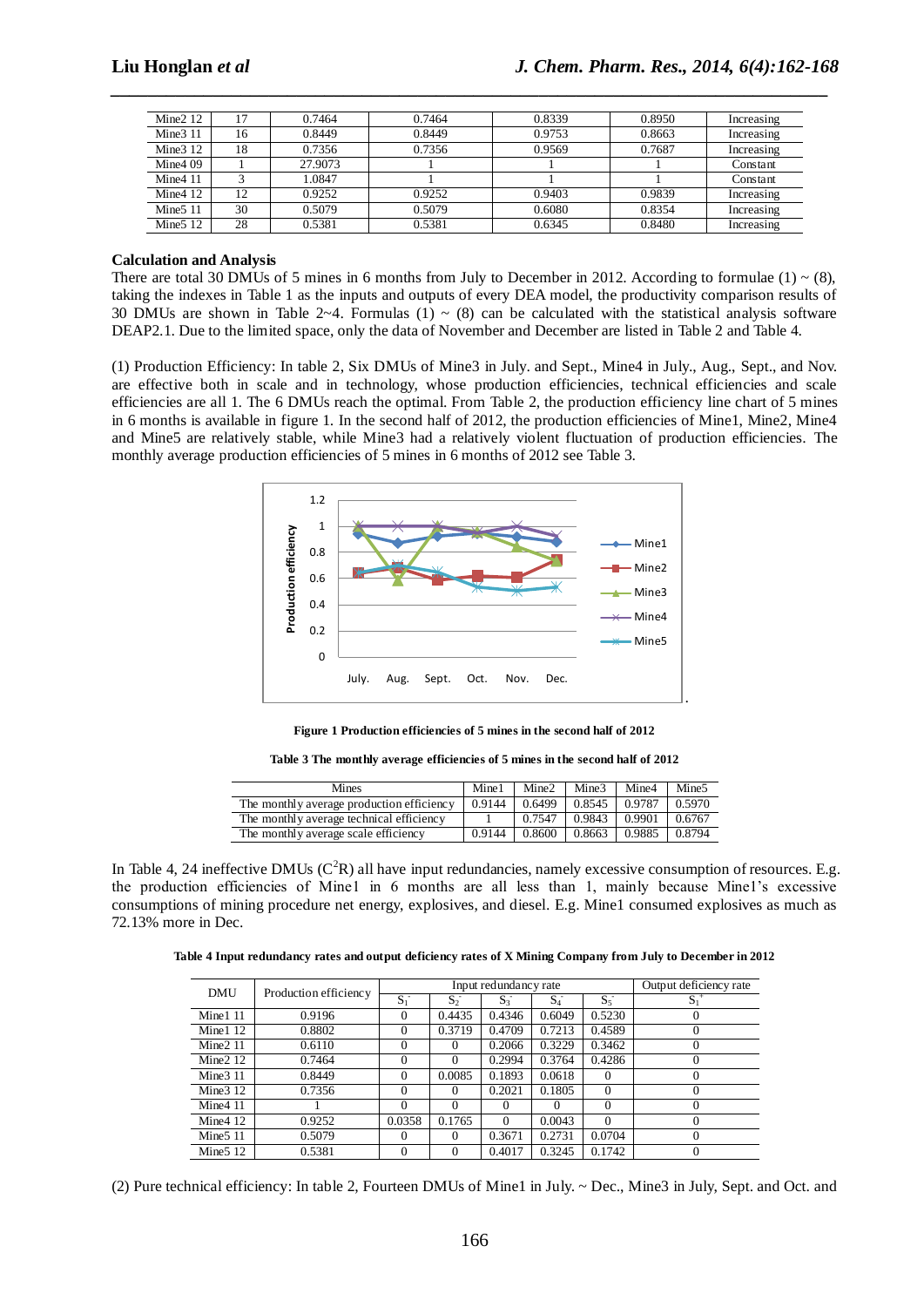| Mine2 12 | 17 | 0.7464 | 0.7464 | 0.8339 | 0.8950 | Increasing |
|---|---|---|---|---|---|---|
| Mine3 11 | 16 | 0.8449 | 0.8449 | 0.9753 | 0.8663 | Increasing |
| Mine3 12 | 18 | 0.7356 | 0.7356 | 0.9569 | 0.7687 | Increasing |
| Mine4 09 | 1 | 27.9073 | 1 | 1 | 1 | Constant |
| Mine4 11 | 3 | 1.0847 | 1 | 1 | 1 | Constant |
| Mine4 12 | 12 | 0.9252 | 0.9252 | 0.9403 | 0.9839 | Increasing |
| Mine5 11 | 30 | 0.5079 | 0.5079 | 0.6080 | 0.8354 | Increasing |
| Mine5 12 | 28 | 0.5381 | 0.5381 | 0.6345 | 0.8480 | Increasing |

**Calculation and Analysis**

There are total 30 DMUs of 5 mines in 6 months from July to December in 2012. According to formulae (1) ~ (8), taking the indexes in Table 1 as the inputs and outputs of every DEA model, the productivity comparison results of 30 DMUs are shown in Table 2~4. Formulas (1) ~ (8) can be calculated with the statistical analysis software DEAP2.1. Due to the limited space, only the data of November and December are listed in Table 2 and Table 4.

(1) Production Efficiency: In table 2, Six DMUs of Mine3 in July. and Sept., Mine4 in July., Aug., Sept., and Nov. are effective both in scale and in technology, whose production efficiencies, technical efficiencies and scale efficiencies are all 1. The 6 DMUs reach the optimal. From Table 2, the production efficiency line chart of 5 mines in 6 months is available in figure 1. In the second half of 2012, the production efficiencies of Mine1, Mine2, Mine4 and Mine5 are relatively stable, while Mine3 had a relatively violent fluctuation of production efficiencies. The monthly average production efficiencies of 5 mines in 6 months of 2012 see Table 3.

**Figure 1 Production efficiencies of 5 mines in the second half of 2012**

**Table 3 The monthly average efficiencies of 5 mines in the second half of 2012**

| Mines | Mine1 | Mine2 | Mine3 | Mine4 | Mine5 |
|---|---|---|---|---|---|
| The monthly average production efficiency | 0.9144 | 0.6499 | 0.8545 | 0.9787 | 0.5970 |
| The monthly average technical efficiency | 1 | 0.7547 | 0.9843 | 0.9901 | 0.6767 |
| The monthly average scale efficiency | 0.9144 | 0.8600 | 0.8663 | 0.9885 | 0.8794 |

In Table 4, 24 ineffective DMUs ($C^2R$) all have input redundancies, namely excessive consumption of resources. E.g. the production efficiencies of Mine1 in 6 months are all less than 1, mainly because Mine1's excessive consumptions of mining procedure net energy, explosives, and diesel. E.g. Mine1 consumed explosives as much as 72.13% more in Dec.

**Table 4 Input redundancy rates and output deficiency rates of X Mining Company from July to December in 2012**

| DMU | Production efficiency | Input redundancy rate | | | | | Output deficiency rate |
|---|---|---|---|---|---|---|---|
| | | $S_1^-$ | $S_2^-$ | $S_3^-$ | $S_4^-$ | $S_5^-$ | $S_1^+$ |
| Mine1 11 | 0.9196 | 0 | 0.4435 | 0.4346 | 0.6049 | 0.5230 | 0 |
| Mine1 12 | 0.8802 | 0 | 0.3719 | 0.4709 | 0.7213 | 0.4589 | 0 |
| Mine2 11 | 0.6110 | 0 | 0 | 0.2066 | 0.3229 | 0.3462 | 0 |
| Mine2 12 | 0.7464 | 0 | 0 | 0.2994 | 0.3764 | 0.4286 | 0 |
| Mine3 11 | 0.8449 | 0 | 0.0085 | 0.1893 | 0.0618 | 0 | 0 |
| Mine3 12 | 0.7356 | 0 | 0 | 0.2021 | 0.1805 | 0 | 0 |
| Mine4 11 | 1 | 0 | 0 | 0 | 0 | 0 | 0 |
| Mine4 12 | 0.9252 | 0.0358 | 0.1765 | 0 | 0.0043 | 0 | 0 |
| Mine5 11 | 0.5079 | 0 | 0 | 0.3671 | 0.2731 | 0.0704 | 0 |
| Mine5 12 | 0.5381 | 0 | 0 | 0.4017 | 0.3245 | 0.1742 | 0 |

(2) Pure technical efficiency: In table 2, Fourteen DMUs of Mine1 in July. ~ Dec., Mine3 in July, Sept. and Oct. and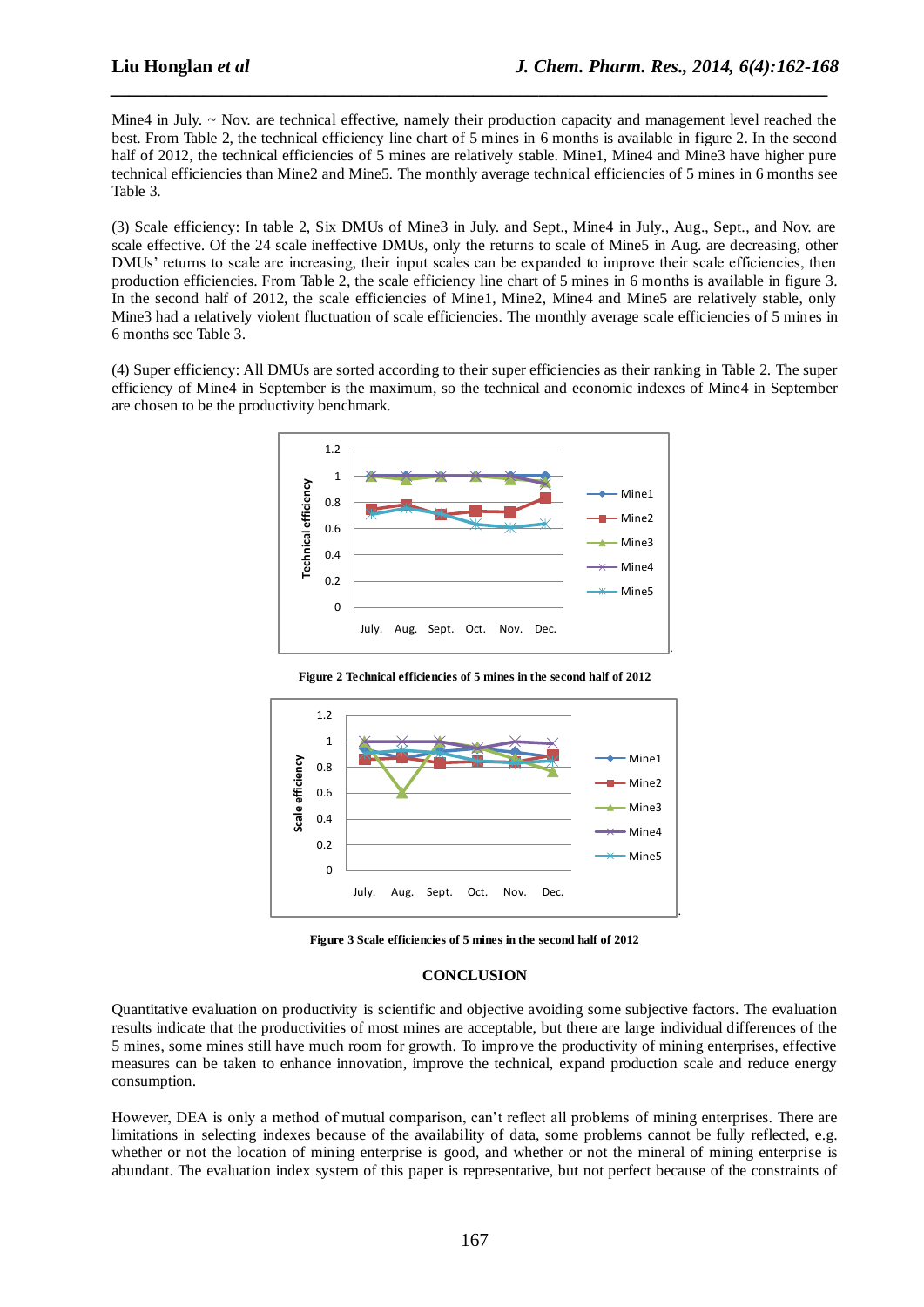Mine4 in July. ~ Nov. are technical effective, namely their production capacity and management level reached the best. From Table 2, the technical efficiency line chart of 5 mines in 6 months is available in figure 2. In the second half of 2012, the technical efficiencies of 5 mines are relatively stable. Mine1, Mine4 and Mine3 have higher pure technical efficiencies than Mine2 and Mine5. The monthly average technical efficiencies of 5 mines in 6 months see Table 3.

(3) Scale efficiency: In table 2, Six DMUs of Mine3 in July. and Sept., Mine4 in July., Aug., Sept., and Nov. are scale effective. Of the 24 scale ineffective DMUs, only the returns to scale of Mine5 in Aug. are decreasing, other DMUs' returns to scale are increasing, their input scales can be expanded to improve their scale efficiencies, then production efficiencies. From Table 2, the scale efficiency line chart of 5 mines in 6 months is available in figure 3. In the second half of 2012, the scale efficiencies of Mine1, Mine2, Mine4 and Mine5 are relatively stable, only Mine3 had a relatively violent fluctuation of scale efficiencies. The monthly average scale efficiencies of 5 mines in 6 months see Table 3.

(4) Super efficiency: All DMUs are sorted according to their super efficiencies as their ranking in Table 2. The super efficiency of Mine4 in September is the maximum, so the technical and economic indexes of Mine4 in September are chosen to be the productivity benchmark.

**Figure 2 Technical efficiencies of 5 mines in the second half of 2012**

**Figure 3 Scale efficiencies of 5 mines in the second half of 2012**

## CONCLUSION

Quantitative evaluation on productivity is scientific and objective avoiding some subjective factors. The evaluation results indicate that the productivities of most mines are acceptable, but there are large individual differences of the 5 mines, some mines still have much room for growth. To improve the productivity of mining enterprises, effective measures can be taken to enhance innovation, improve the technical, expand production scale and reduce energy consumption.

However, DEA is only a method of mutual comparison, can't reflect all problems of mining enterprises. There are limitations in selecting indexes because of the availability of data, some problems cannot be fully reflected, e.g. whether or not the location of mining enterprise is good, and whether or not the mineral of mining enterprise is abundant. The evaluation index system of this paper is representative, but not perfect because of the constraints of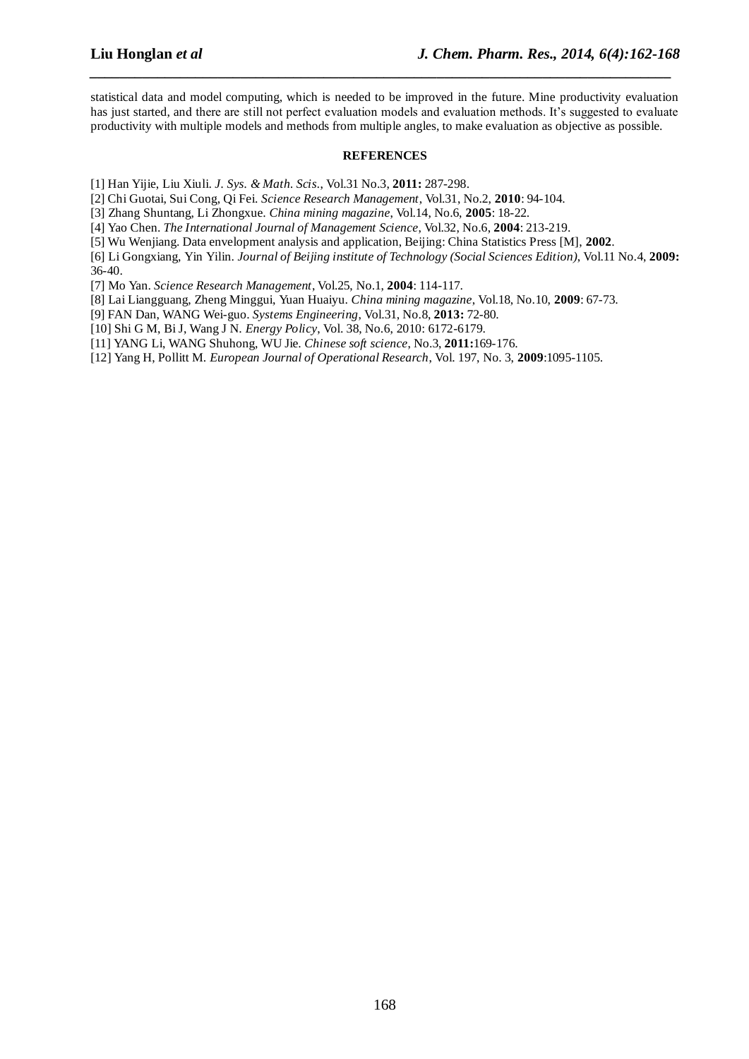statistical data and model computing, which is needed to be improved in the future. Mine productivity evaluation has just started, and there are still not perfect evaluation models and evaluation methods. It's suggested to evaluate productivity with multiple models and methods from multiple angles, to make evaluation as objective as possible.

## REFERENCES

[1] Han Yijie, Liu Xiuli. *J. Sys. & Math. Scis.*, Vol.31 No.3, **2011:** 287-298.

[2] Chi Guotai, Sui Cong, Qi Fei. *Science Research Management*, Vol.31, No.2, **2010**: 94-104.

[3] Zhang Shuntang, Li Zhongxue. *China mining magazine*, Vol.14, No.6, **2005**: 18-22.

[4] Yao Chen. *The International Journal of Management Science*, Vol.32, No.6, **2004**: 213-219.

[5] Wu Wenjiang. Data envelopment analysis and application, Beijing: China Statistics Press [M], **2002**.

[6] Li Gongxiang, Yin Yilin. *Journal of Beijing institute of Technology (Social Sciences Edition)*, Vol.11 No.4, **2009:** 36-40.

[7] Mo Yan. *Science Research Management*, Vol.25, No.1, **2004**: 114-117.

[8] Lai Liangguang, Zheng Minggui, Yuan Huaiyu. *China mining magazine*, Vol.18, No.10, **2009**: 67-73.

[9] FAN Dan, WANG Wei-guo. *Systems Engineering*, Vol.31, No.8, **2013:** 72-80.

[10] Shi G M, Bi J, Wang J N. *Energy Policy*, Vol. 38, No.6, 2010: 6172-6179.

[11] YANG Li, WANG Shuhong, WU Jie. *Chinese soft science*, No.3, **2011:**169-176.

[12] Yang H, Pollitt M. *European Journal of Operational Research*, Vol. 197, No. 3, **2009**:1095-1105.